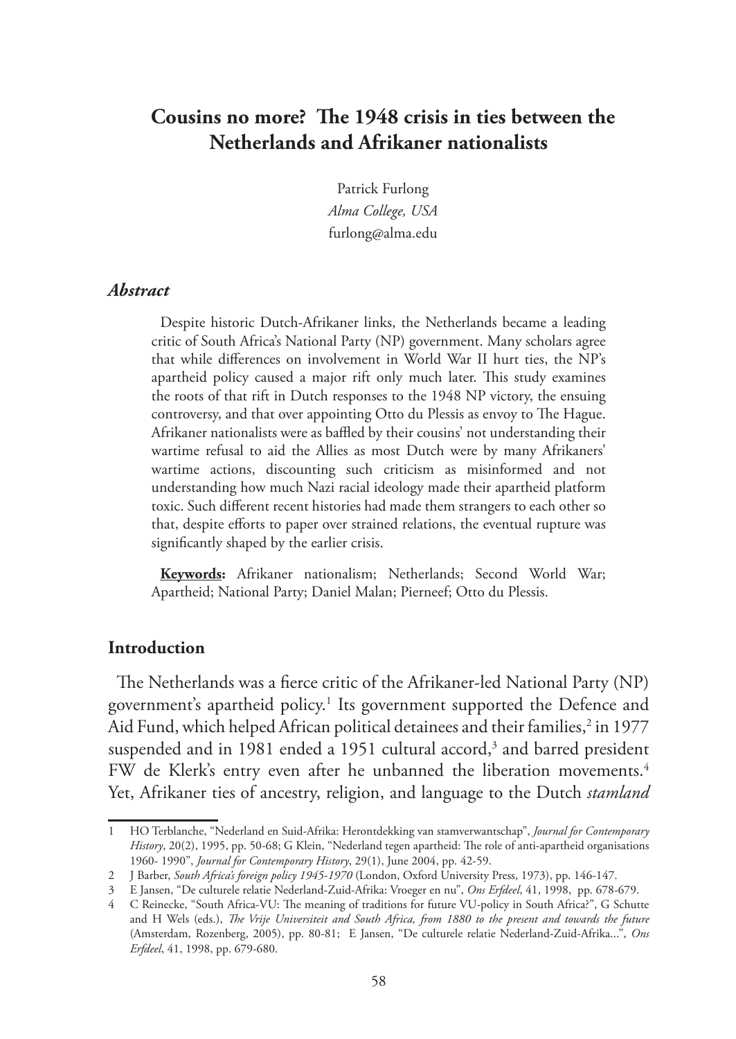# Cousins no more? The 1948 crisis in ties between the Netherlands and Afrikaner nationalists

Patrick Furlong
*Alma College, USA*
furlong@alma.edu

### *Abstract*

Despite historic Dutch-Afrikaner links, the Netherlands became a leading critic of South Africa's National Party (NP) government. Many scholars agree that while differences on involvement in World War II hurt ties, the NP's apartheid policy caused a major rift only much later. This study examines the roots of that rift in Dutch responses to the 1948 NP victory, the ensuing controversy, and that over appointing Otto du Plessis as envoy to The Hague. Afrikaner nationalists were as baffled by their cousins' not understanding their wartime refusal to aid the Allies as most Dutch were by many Afrikaners' wartime actions, discounting such criticism as misinformed and not understanding how much Nazi racial ideology made their apartheid platform toxic. Such different recent histories had made them strangers to each other so that, despite efforts to paper over strained relations, the eventual rupture was significantly shaped by the earlier crisis.

**Keywords:** Afrikaner nationalism; Netherlands; Second World War; Apartheid; National Party; Daniel Malan; Pierneef; Otto du Plessis.

## Introduction

The Netherlands was a fierce critic of the Afrikaner-led National Party (NP) government's apartheid policy.[1] Its government supported the Defence and Aid Fund, which helped African political detainees and their families,[2] in 1977 suspended and in 1981 ended a 1951 cultural accord,[3] and barred president FW de Klerk's entry even after he unbanned the liberation movements.[4] Yet, Afrikaner ties of ancestry, religion, and language to the Dutch *stamland*

---

1 HO Terblanche, "Nederland en Suid-Afrika: Herontdekking van stamverwantschap", *Journal for Contemporary History*, 20(2), 1995, pp. 50-68; G Klein, "Nederland tegen apartheid: The role of anti-apartheid organisations 1960- 1990", *Journal for Contemporary History*, 29(1), June 2004, pp. 42-59.

2 J Barber, *South Africa's foreign policy 1945-1970* (London, Oxford University Press, 1973), pp. 146-147.

3 E Jansen, "De culturele relatie Nederland-Zuid-Afrika: Vroeger en nu", *Ons Erfdeel*, 41, 1998, pp. 678-679.

4 C Reinecke, "South Africa-VU: The meaning of traditions for future VU-policy in South Africa?", G Schutte and H Wels (eds.), *The Vrije Universiteit and South Africa, from 1880 to the present and towards the future* (Amsterdam, Rozenberg, 2005), pp. 80-81; E Jansen, "De culturele relatie Nederland-Zuid-Afrika...", *Ons Erfdeel*, 41, 1998, pp. 679-680.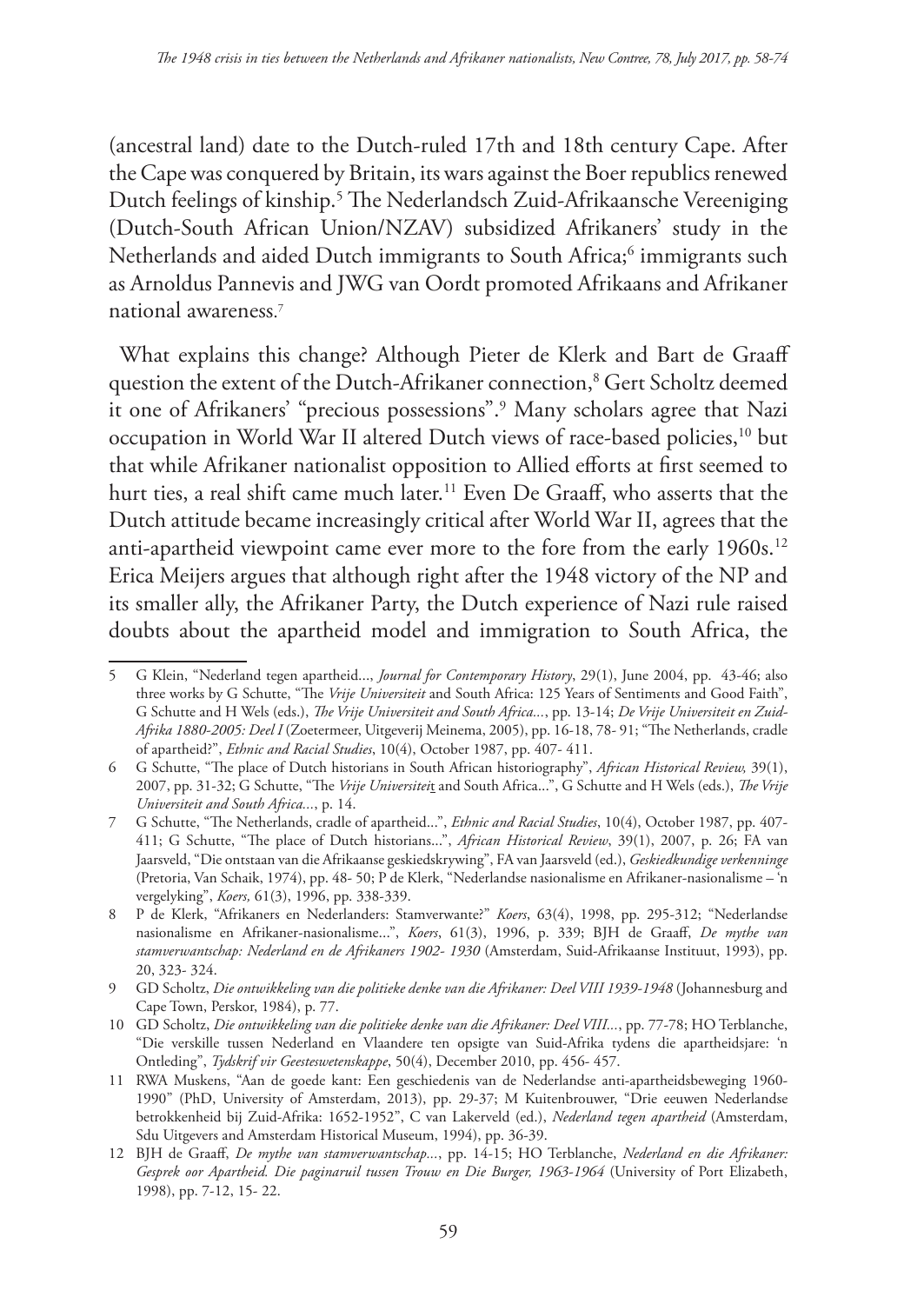(ancestral land) date to the Dutch-ruled 17th and 18th century Cape. After the Cape was conquered by Britain, its wars against the Boer republics renewed Dutch feelings of kinship.[5] The Nederlandsch Zuid-Afrikaansche Vereeniging (Dutch-South African Union/NZAV) subsidized Afrikaners' study in the Netherlands and aided Dutch immigrants to South Africa;[6] immigrants such as Arnoldus Pannevis and JWG van Oordt promoted Afrikaans and Afrikaner national awareness.[7]

What explains this change? Although Pieter de Klerk and Bart de Graaff question the extent of the Dutch-Afrikaner connection,[8] Gert Scholtz deemed it one of Afrikaners' "precious possessions".[9] Many scholars agree that Nazi occupation in World War II altered Dutch views of race-based policies,[10] but that while Afrikaner nationalist opposition to Allied efforts at first seemed to hurt ties, a real shift came much later.[11] Even De Graaff, who asserts that the Dutch attitude became increasingly critical after World War II, agrees that the anti-apartheid viewpoint came ever more to the fore from the early 1960s.[12] Erica Meijers argues that although right after the 1948 victory of the NP and its smaller ally, the Afrikaner Party, the Dutch experience of Nazi rule raised doubts about the apartheid model and immigration to South Africa, the

---

5 G Klein, "Nederland tegen apartheid...", *Journal for Contemporary History*, 29(1), June 2004, pp. 43-46; also three works by G Schutte, "The *Vrije Universiteit* and South Africa: 125 Years of Sentiments and Good Faith", G Schutte and H Wels (eds.), *The Vrije Universiteit and South Africa...*, pp. 13-14; *De Vrije Universiteit en Zuid-Afrika 1880-2005: Deel I* (Zoetermeer, Uitgeverij Meinema, 2005), pp. 16-18, 78- 91; "The Netherlands, cradle of apartheid?", *Ethnic and Racial Studies*, 10(4), October 1987, pp. 407- 411.

6 G Schutte, "The place of Dutch historians in South African historiography", *African Historical Review,* 39(1), 2007, pp. 31-32; G Schutte, "The *Vrije Universiteit* and South Africa...", G Schutte and H Wels (eds.), *The Vrije Universiteit and South Africa...*, p. 14.

7 G Schutte, "The Netherlands, cradle of apartheid...", *Ethnic and Racial Studies*, 10(4), October 1987, pp. 407-411; G Schutte, "The place of Dutch historians...", *African Historical Review*, 39(1), 2007, p. 26; FA van Jaarsveld, "Die ontstaan van die Afrikaanse geskiedskrywing", FA van Jaarsveld (ed.), *Geskiedkundige verkenninge* (Pretoria, Van Schaik, 1974), pp. 48- 50; P de Klerk, "Nederlandse nasionalisme en Afrikaner-nasionalisme – 'n vergelyking", *Koers,* 61(3), 1996, pp. 338-339.

8 P de Klerk, "Afrikaners en Nederlanders: Stamverwante?" *Koers*, 63(4), 1998, pp. 295-312; "Nederlandse nasionalisme en Afrikaner-nasionalisme...", *Koers*, 61(3), 1996, p. 339; BJH de Graaff, *De mythe van stamverwantschap: Nederland en de Afrikaners 1902- 1930* (Amsterdam, Suid-Afrikaanse Instituut, 1993), pp. 20, 323- 324.

9 GD Scholtz, *Die ontwikkeling van die politieke denke van die Afrikaner: Deel VIII 1939-1948* (Johannesburg and Cape Town, Perskor, 1984), p. 77.

10 GD Scholtz, *Die ontwikkeling van die politieke denke van die Afrikaner: Deel VIII...*, pp. 77-78; HO Terblanche, "Die verskille tussen Nederland en Vlaandere ten opsigte van Suid-Afrika tydens die apartheidsjare: 'n Ontleding", *Tydskrif vir Geesteswetenskappe*, 50(4), December 2010, pp. 456- 457.

11 RWA Muskens, "Aan de goede kant: Een geschiedenis van de Nederlandse anti-apartheidsbeweging 1960-1990" (PhD, University of Amsterdam, 2013), pp. 29-37; M Kuitenbrouwer, "Drie eeuwen Nederlandse betrokkenheid bij Zuid-Afrika: 1652-1952", C van Lakerveld (ed.), *Nederland tegen apartheid* (Amsterdam, Sdu Uitgevers and Amsterdam Historical Museum, 1994), pp. 36-39.

12 BJH de Graaff, *De mythe van stamverwantschap...*, pp. 14-15; HO Terblanche, *Nederland en die Afrikaner: Gesprek oor Apartheid. Die paginaruil tussen Trouw en Die Burger, 1963-1964* (University of Port Elizabeth, 1998), pp. 7-12, 15- 22.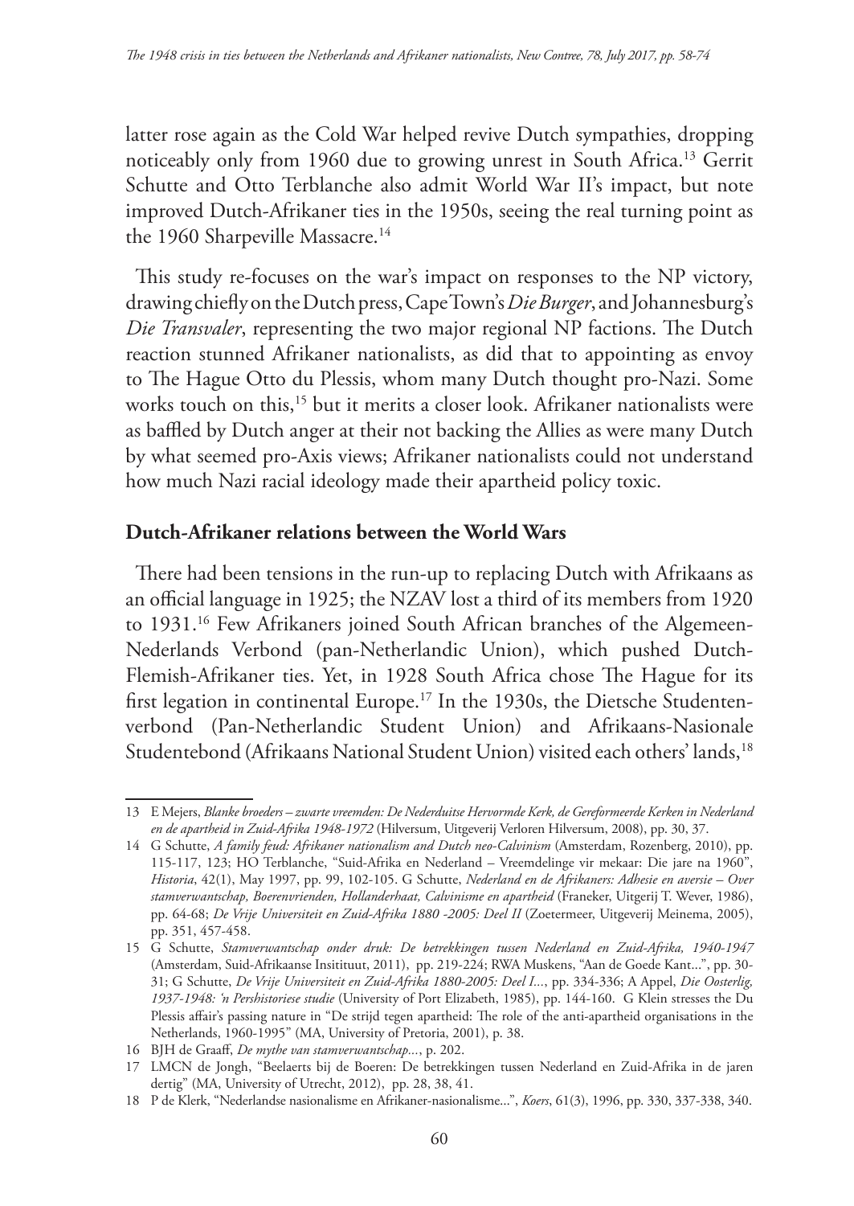latter rose again as the Cold War helped revive Dutch sympathies, dropping noticeably only from 1960 due to growing unrest in South Africa.[13] Gerrit Schutte and Otto Terblanche also admit World War II's impact, but note improved Dutch-Afrikaner ties in the 1950s, seeing the real turning point as the 1960 Sharpeville Massacre.[14]

This study re-focuses on the war's impact on responses to the NP victory, drawing chiefly on the Dutch press, Cape Town's *Die Burger*, and Johannesburg's *Die Transvaler*, representing the two major regional NP factions. The Dutch reaction stunned Afrikaner nationalists, as did that to appointing as envoy to The Hague Otto du Plessis, whom many Dutch thought pro-Nazi. Some works touch on this,[15] but it merits a closer look. Afrikaner nationalists were as baffled by Dutch anger at their not backing the Allies as were many Dutch by what seemed pro-Axis views; Afrikaner nationalists could not understand how much Nazi racial ideology made their apartheid policy toxic.

## Dutch-Afrikaner relations between the World Wars

There had been tensions in the run-up to replacing Dutch with Afrikaans as an official language in 1925; the NZAV lost a third of its members from 1920 to 1931.[16] Few Afrikaners joined South African branches of the Algemeen-Nederlands Verbond (pan-Netherlandic Union), which pushed Dutch-Flemish-Afrikaner ties. Yet, in 1928 South Africa chose The Hague for its first legation in continental Europe.[17] In the 1930s, the Dietsche Studentenverbond (Pan-Netherlandic Student Union) and Afrikaans-Nasionale Studentebond (Afrikaans National Student Union) visited each others' lands,[18]

---

13 E Mejers, *Blanke broeders – zwarte vreemden: De Nederduitse Hervormde Kerk, de Gereformeerde Kerken in Nederland en de apartheid in Zuid-Afrika 1948-1972* (Hilversum, Uitgeverij Verloren Hilversum, 2008), pp. 30, 37.

14 G Schutte, *A family feud: Afrikaner nationalism and Dutch neo-Calvinism* (Amsterdam, Rozenberg, 2010), pp. 115-117, 123; HO Terblanche, "Suid-Afrika en Nederland – Vreemdelinge vir mekaar: Die jare na 1960", *Historia*, 42(1), May 1997, pp. 99, 102-105. G Schutte, *Nederland en de Afrikaners: Adhesie en aversie – Over stamverwantschap, Boerenvrienden, Hollanderhaat, Calvinisme en apartheid* (Franeker, Uitgerij T. Wever, 1986), pp. 64-68; *De Vrije Universiteit en Zuid-Afrika 1880 -2005: Deel II* (Zoetermeer, Uitgeverij Meinema, 2005), pp. 351, 457-458.

15 G Schutte, *Stamverwantschap onder druk: De betrekkingen tussen Nederland en Zuid-Afrika, 1940-1947* (Amsterdam, Suid-Afrikaanse Insitituut, 2011), pp. 219-224; RWA Muskens, "Aan de Goede Kant...", pp. 30-31; G Schutte, *De Vrije Universiteit en Zuid-Afrika 1880-2005: Deel I...*, pp. 334-336; A Appel, *Die Oosterlig, 1937-1948: 'n Pershistoriese studie* (University of Port Elizabeth, 1985), pp. 144-160. G Klein stresses the Du Plessis affair's passing nature in "De strijd tegen apartheid: The role of the anti-apartheid organisations in the Netherlands, 1960-1995" (MA, University of Pretoria, 2001), p. 38.

16 BJH de Graaff, *De mythe van stamverwantschap...*, p. 202.

17 LMCN de Jongh, "Beelaerts bij de Boeren: De betrekkingen tussen Nederland en Zuid-Afrika in de jaren dertig" (MA, University of Utrecht, 2012), pp. 28, 38, 41.

18 P de Klerk, "Nederlandse nasionalisme en Afrikaner-nasionalisme...", *Koers*, 61(3), 1996, pp. 330, 337-338, 340.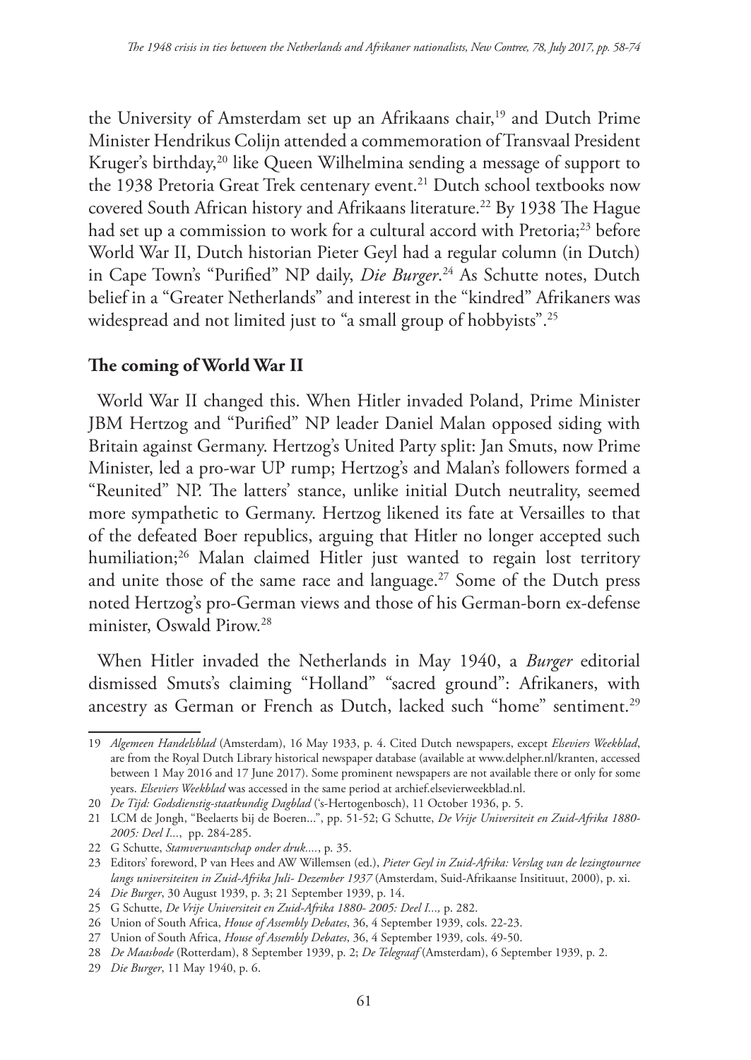the University of Amsterdam set up an Afrikaans chair,[19] and Dutch Prime Minister Hendrikus Colijn attended a commemoration of Transvaal President Kruger's birthday,[20] like Queen Wilhelmina sending a message of support to the 1938 Pretoria Great Trek centenary event.[21] Dutch school textbooks now covered South African history and Afrikaans literature.[22] By 1938 The Hague had set up a commission to work for a cultural accord with Pretoria;[23] before World War II, Dutch historian Pieter Geyl had a regular column (in Dutch) in Cape Town's "Purified" NP daily, *Die Burger*.[24] As Schutte notes, Dutch belief in a "Greater Netherlands" and interest in the "kindred" Afrikaners was widespread and not limited just to "a small group of hobbyists".[25]

## The coming of World War II

World War II changed this. When Hitler invaded Poland, Prime Minister JBM Hertzog and "Purified" NP leader Daniel Malan opposed siding with Britain against Germany. Hertzog's United Party split: Jan Smuts, now Prime Minister, led a pro-war UP rump; Hertzog's and Malan's followers formed a "Reunited" NP. The latters' stance, unlike initial Dutch neutrality, seemed more sympathetic to Germany. Hertzog likened its fate at Versailles to that of the defeated Boer republics, arguing that Hitler no longer accepted such humiliation;[26] Malan claimed Hitler just wanted to regain lost territory and unite those of the same race and language.[27] Some of the Dutch press noted Hertzog's pro-German views and those of his German-born ex-defense minister, Oswald Pirow.[28]

When Hitler invaded the Netherlands in May 1940, a *Burger* editorial dismissed Smuts's claiming "Holland" "sacred ground": Afrikaners, with ancestry as German or French as Dutch, lacked such "home" sentiment.[29]

---

19 *Algemeen Handelsblad* (Amsterdam), 16 May 1933, p. 4. Cited Dutch newspapers, except *Elseviers Weekblad*, are from the Royal Dutch Library historical newspaper database (available at www.delpher.nl/kranten, accessed between 1 May 2016 and 17 June 2017). Some prominent newspapers are not available there or only for some years. *Elseviers Weekblad* was accessed in the same period at archief.elsevierweekblad.nl.

20 *De Tijd: Godsdienstig-staatkundig Dagblad* ('s-Hertogenbosch), 11 October 1936, p. 5.

21 LCM de Jongh, "Beelaerts bij de Boeren...", pp. 51-52; G Schutte, *De Vrije Universiteit en Zuid-Afrika 1880-2005: Deel I...*, pp. 284-285.

22 G Schutte, *Stamverwantschap onder druk...*, p. 35.

23 Editors' foreword, P van Hees and AW Willemsen (ed.), *Pieter Geyl in Zuid-Afrika: Verslag van de lezingtournee langs universiteiten in Zuid-Afrika Juli- Dezember 1937* (Amsterdam, Suid-Afrikaanse Insitituut, 2000), p. xi.

24 *Die Burger*, 30 August 1939, p. 3; 21 September 1939, p. 14.

25 G Schutte, *De Vrije Universiteit en Zuid-Afrika 1880- 2005: Deel I...,* p. 282.

26 Union of South Africa, *House of Assembly Debates*, 36, 4 September 1939, cols. 22-23.

27 Union of South Africa, *House of Assembly Debates*, 36, 4 September 1939, cols. 49-50.

28 *De Maasbode* (Rotterdam), 8 September 1939, p. 2; *De Telegraaf* (Amsterdam), 6 September 1939, p. 2.

29 *Die Burger*, 11 May 1940, p. 6.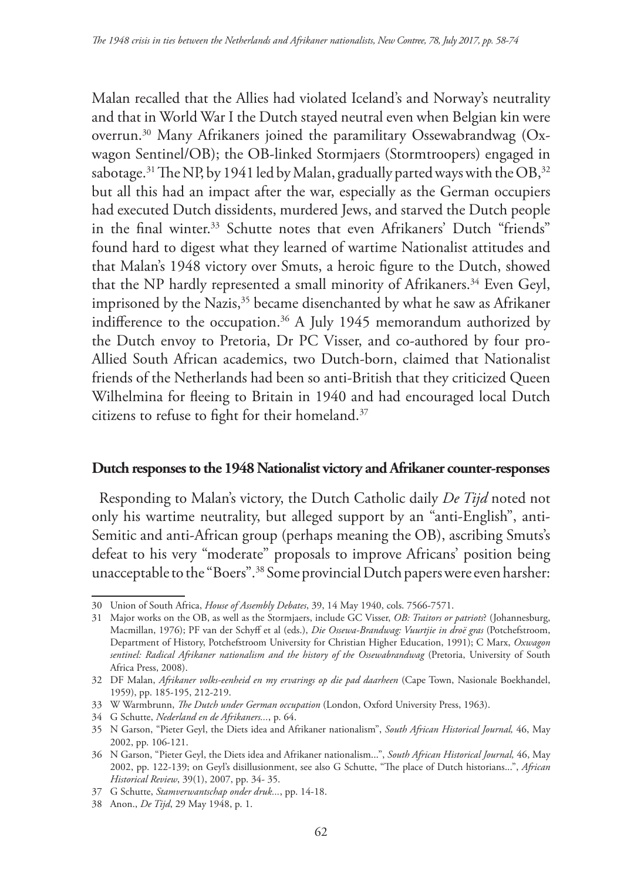Malan recalled that the Allies had violated Iceland's and Norway's neutrality and that in World War I the Dutch stayed neutral even when Belgian kin were overrun.[30] Many Afrikaners joined the paramilitary Ossewabrandwag (Ox-wagon Sentinel/OB); the OB-linked Stormjaers (Stormtroopers) engaged in sabotage.[31] The NP, by 1941 led by Malan, gradually parted ways with the OB,[32] but all this had an impact after the war, especially as the German occupiers had executed Dutch dissidents, murdered Jews, and starved the Dutch people in the final winter.[33] Schutte notes that even Afrikaners' Dutch "friends" found hard to digest what they learned of wartime Nationalist attitudes and that Malan's 1948 victory over Smuts, a heroic figure to the Dutch, showed that the NP hardly represented a small minority of Afrikaners.[34] Even Geyl, imprisoned by the Nazis,[35] became disenchanted by what he saw as Afrikaner indifference to the occupation.[36] A July 1945 memorandum authorized by the Dutch envoy to Pretoria, Dr PC Visser, and co-authored by four pro-Allied South African academics, two Dutch-born, claimed that Nationalist friends of the Netherlands had been so anti-British that they criticized Queen Wilhelmina for fleeing to Britain in 1940 and had encouraged local Dutch citizens to refuse to fight for their homeland.[37]

## Dutch responses to the 1948 Nationalist victory and Afrikaner counter-responses

Responding to Malan's victory, the Dutch Catholic daily *De Tijd* noted not only his wartime neutrality, but alleged support by an "anti-English", anti-Semitic and anti-African group (perhaps meaning the OB), ascribing Smuts's defeat to his very "moderate" proposals to improve Africans' position being unacceptable to the "Boers".[38] Some provincial Dutch papers were even harsher:

---

30 Union of South Africa, *House of Assembly Debates*, 39, 14 May 1940, cols. 7566-7571.

31 Major works on the OB, as well as the Stormjaers, include GC Visser, *OB: Traitors or patriots*? (Johannesburg, Macmillan, 1976); PF van der Schyff et al (eds.), *Die Ossewa-Brandwag: Vuurtjie in droë gras* (Potchefstroom, Department of History, Potchefstroom University for Christian Higher Education, 1991); C Marx, *Oxwagon sentinel: Radical Afrikaner nationalism and the history of the Ossewabrandwag* (Pretoria, University of South Africa Press, 2008).

32 DF Malan, *Afrikaner volks-eenheid en my ervarings op die pad daarheen* (Cape Town, Nasionale Boekhandel, 1959), pp. 185-195, 212-219.

33 W Warmbrunn, *The Dutch under German occupation* (London, Oxford University Press, 1963).

34 G Schutte, *Nederland en de Afrikaners...*, p. 64.

35 N Garson, "Pieter Geyl, the Diets idea and Afrikaner nationalism", *South African Historical Journal,* 46, May 2002, pp. 106-121.

36 N Garson, "Pieter Geyl, the Diets idea and Afrikaner nationalism...", *South African Historical Journal,* 46, May 2002, pp. 122-139; on Geyl's disillusionment, see also G Schutte, "The place of Dutch historians...", *African Historical Review*, 39(1), 2007, pp. 34- 35.

37 G Schutte, *Stamverwantschap onder druk...*, pp. 14-18.

38 Anon., *De Tijd*, 29 May 1948, p. 1.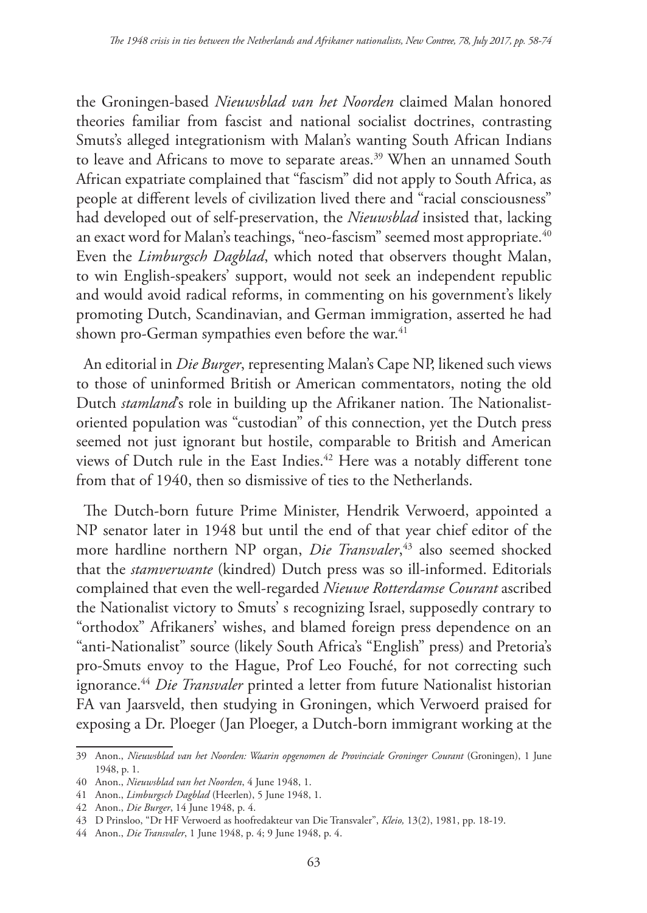the Groningen-based *Nieuwsblad van het Noorden* claimed Malan honored theories familiar from fascist and national socialist doctrines, contrasting Smuts's alleged integrationism with Malan's wanting South African Indians to leave and Africans to move to separate areas.[39] When an unnamed South African expatriate complained that "fascism" did not apply to South Africa, as people at different levels of civilization lived there and "racial consciousness" had developed out of self-preservation, the *Nieuwsblad* insisted that, lacking an exact word for Malan's teachings, "neo-fascism" seemed most appropriate.[40] Even the *Limburgsch Dagblad*, which noted that observers thought Malan, to win English-speakers' support, would not seek an independent republic and would avoid radical reforms, in commenting on his government's likely promoting Dutch, Scandinavian, and German immigration, asserted he had shown pro-German sympathies even before the war.[41]

An editorial in *Die Burger*, representing Malan's Cape NP, likened such views to those of uninformed British or American commentators, noting the old Dutch *stamland*'s role in building up the Afrikaner nation. The Nationalist-oriented population was "custodian" of this connection, yet the Dutch press seemed not just ignorant but hostile, comparable to British and American views of Dutch rule in the East Indies.[42] Here was a notably different tone from that of 1940, then so dismissive of ties to the Netherlands.

The Dutch-born future Prime Minister, Hendrik Verwoerd, appointed a NP senator later in 1948 but until the end of that year chief editor of the more hardline northern NP organ, *Die Transvaler*,[43] also seemed shocked that the *stamverwante* (kindred) Dutch press was so ill-informed. Editorials complained that even the well-regarded *Nieuwe Rotterdamse Courant* ascribed the Nationalist victory to Smuts' s recognizing Israel, supposedly contrary to "orthodox" Afrikaners' wishes, and blamed foreign press dependence on an "anti-Nationalist" source (likely South Africa's "English" press) and Pretoria's pro-Smuts envoy to the Hague, Prof Leo Fouché, for not correcting such ignorance.[44] *Die Transvaler* printed a letter from future Nationalist historian FA van Jaarsveld, then studying in Groningen, which Verwoerd praised for exposing a Dr. Ploeger (Jan Ploeger, a Dutch-born immigrant working at the

---

39 Anon., *Nieuwsblad van het Noorden: Waarin opgenomen de Provinciale Groninger Courant* (Groningen), 1 June 1948, p. 1.

40 Anon., *Nieuwsblad van het Noorden*, 4 June 1948, 1.

41 Anon., *Limburgsch Dagblad* (Heerlen), 5 June 1948, 1.

42 Anon., *Die Burger*, 14 June 1948, p. 4.

43 D Prinsloo, "Dr HF Verwoerd as hoofredakteur van Die Transvaler", *Kleio,* 13(2), 1981, pp. 18-19.

44 Anon., *Die Transvaler*, 1 June 1948, p. 4; 9 June 1948, p. 4.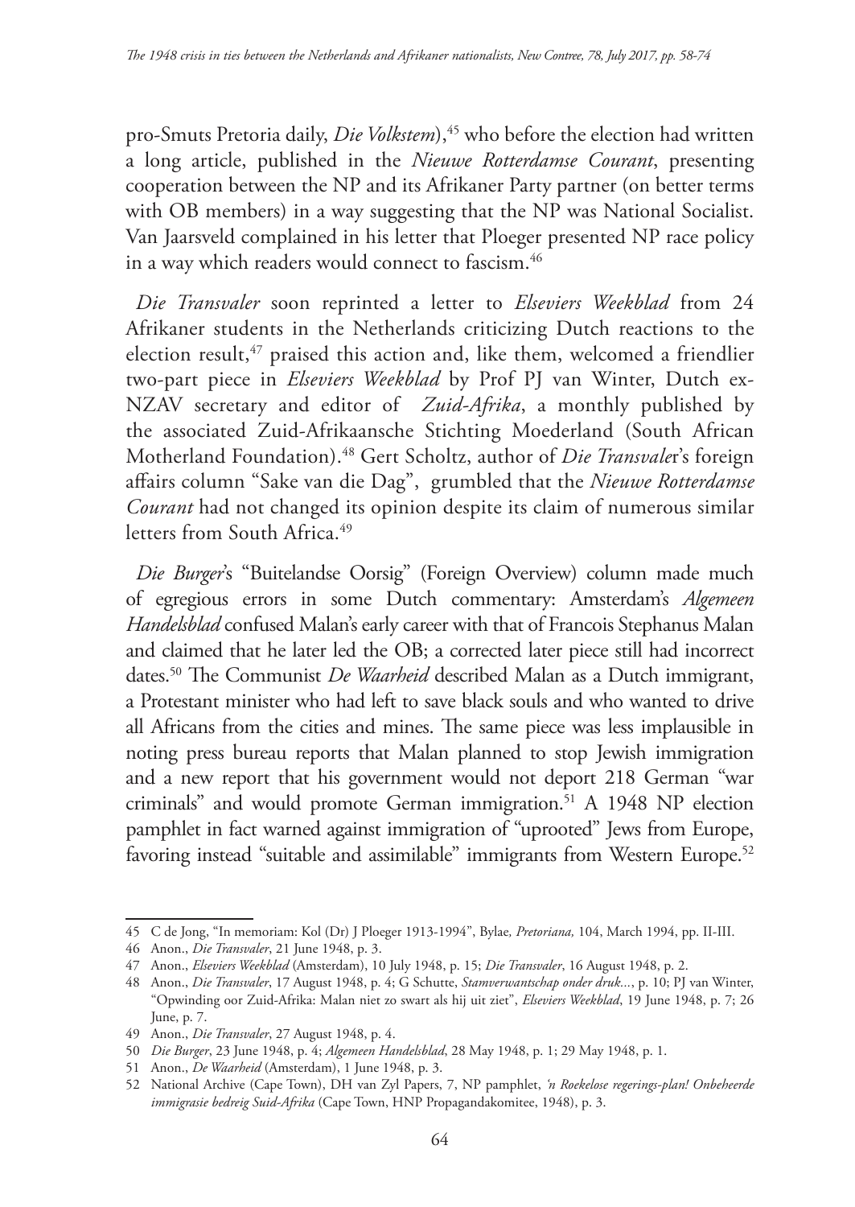pro-Smuts Pretoria daily, *Die Volkstem*),[45] who before the election had written a long article, published in the *Nieuwe Rotterdamse Courant*, presenting cooperation between the NP and its Afrikaner Party partner (on better terms with OB members) in a way suggesting that the NP was National Socialist. Van Jaarsveld complained in his letter that Ploeger presented NP race policy in a way which readers would connect to fascism.[46]

*Die Transvaler* soon reprinted a letter to *Elseviers Weekblad* from 24 Afrikaner students in the Netherlands criticizing Dutch reactions to the election result,[47] praised this action and, like them, welcomed a friendlier two-part piece in *Elseviers Weekblad* by Prof PJ van Winter, Dutch ex-NZAV secretary and editor of *Zuid-Afrika*, a monthly published by the associated Zuid-Afrikaansche Stichting Moederland (South African Motherland Foundation).[48] Gert Scholtz, author of *Die Transvaler*'s foreign affairs column "Sake van die Dag", grumbled that the *Nieuwe Rotterdamse Courant* had not changed its opinion despite its claim of numerous similar letters from South Africa.[49]

*Die Burger*'s "Buitelandse Oorsig" (Foreign Overview) column made much of egregious errors in some Dutch commentary: Amsterdam's *Algemeen Handelsblad* confused Malan's early career with that of Francois Stephanus Malan and claimed that he later led the OB; a corrected later piece still had incorrect dates.[50] The Communist *De Waarheid* described Malan as a Dutch immigrant, a Protestant minister who had left to save black souls and who wanted to drive all Africans from the cities and mines. The same piece was less implausible in noting press bureau reports that Malan planned to stop Jewish immigration and a new report that his government would not deport 218 German "war criminals" and would promote German immigration.[51] A 1948 NP election pamphlet in fact warned against immigration of "uprooted" Jews from Europe, favoring instead "suitable and assimilable" immigrants from Western Europe.[52]

---

45 C de Jong, "In memoriam: Kol (Dr) J Ploeger 1913-1994", Bylae, *Pretoriana*, 104, March 1994, pp. II-III.

46 Anon., *Die Transvaler*, 21 June 1948, p. 3.

47 Anon., *Elseviers Weekblad* (Amsterdam), 10 July 1948, p. 15; *Die Transvaler*, 16 August 1948, p. 2.

48 Anon., *Die Transvaler*, 17 August 1948, p. 4; G Schutte, *Stamverwantschap onder druk...*, p. 10; PJ van Winter, "Opwinding oor Zuid-Afrika: Malan niet zo swart als hij uit ziet", *Elseviers Weekblad*, 19 June 1948, p. 7; 26 June, p. 7.

49 Anon., *Die Transvaler*, 27 August 1948, p. 4.

50 *Die Burger*, 23 June 1948, p. 4; *Algemeen Handelsblad*, 28 May 1948, p. 1; 29 May 1948, p. 1.

51 Anon., *De Waarheid* (Amsterdam), 1 June 1948, p. 3.

52 National Archive (Cape Town), DH van Zyl Papers, 7, NP pamphlet, *'n Roekelose regerings-plan! Onbeheerde immigrasie bedreig Suid-Afrika* (Cape Town, HNP Propagandakomitee, 1948), p. 3.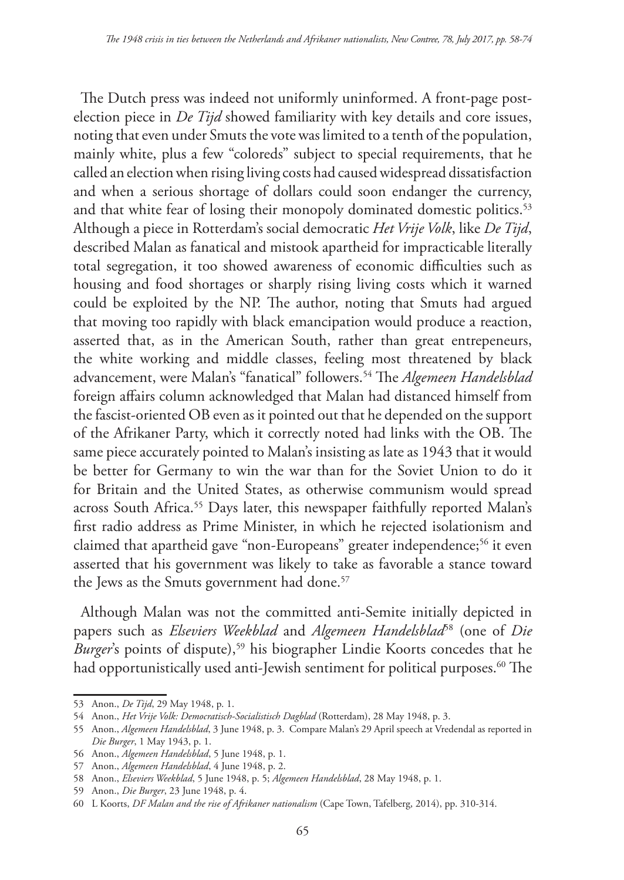The Dutch press was indeed not uniformly uninformed. A front-page post-election piece in *De Tijd* showed familiarity with key details and core issues, noting that even under Smuts the vote was limited to a tenth of the population, mainly white, plus a few "coloreds" subject to special requirements, that he called an election when rising living costs had caused widespread dissatisfaction and when a serious shortage of dollars could soon endanger the currency, and that white fear of losing their monopoly dominated domestic politics.[53] Although a piece in Rotterdam's social democratic *Het Vrije Volk*, like *De Tijd*, described Malan as fanatical and mistook apartheid for impracticable literally total segregation, it too showed awareness of economic difficulties such as housing and food shortages or sharply rising living costs which it warned could be exploited by the NP. The author, noting that Smuts had argued that moving too rapidly with black emancipation would produce a reaction, asserted that, as in the American South, rather than great entrepeneurs, the white working and middle classes, feeling most threatened by black advancement, were Malan's "fanatical" followers.[54] The *Algemeen Handelsblad* foreign affairs column acknowledged that Malan had distanced himself from the fascist-oriented OB even as it pointed out that he depended on the support of the Afrikaner Party, which it correctly noted had links with the OB. The same piece accurately pointed to Malan's insisting as late as 1943 that it would be better for Germany to win the war than for the Soviet Union to do it for Britain and the United States, as otherwise communism would spread across South Africa.[55] Days later, this newspaper faithfully reported Malan's first radio address as Prime Minister, in which he rejected isolationism and claimed that apartheid gave "non-Europeans" greater independence;[56] it even asserted that his government was likely to take as favorable a stance toward the Jews as the Smuts government had done.[57]

Although Malan was not the committed anti-Semite initially depicted in papers such as *Elseviers Weekblad* and *Algemeen Handelsblad*[58] (one of *Die Burger*'s points of dispute),[59] his biographer Lindie Koorts concedes that he had opportunistically used anti-Jewish sentiment for political purposes.[60] The

---

53 Anon., *De Tijd*, 29 May 1948, p. 1.

54 Anon., *Het Vrije Volk: Democratisch-Socialistisch Dagblad* (Rotterdam), 28 May 1948, p. 3.

55 Anon., *Algemeen Handelsblad*, 3 June 1948, p. 3. Compare Malan's 29 April speech at Vredendal as reported in *Die Burger*, 1 May 1943, p. 1.

56 Anon., *Algemeen Handelsblad*, 5 June 1948, p. 1.

57 Anon., *Algemeen Handelsblad*, 4 June 1948, p. 2.

58 Anon., *Elseviers Weekblad*, 5 June 1948, p. 5; *Algemeen Handelsblad*, 28 May 1948, p. 1.

59 Anon., *Die Burger*, 23 June 1948, p. 4.

60 L Koorts, *DF Malan and the rise of Afrikaner nationalism* (Cape Town, Tafelberg, 2014), pp. 310-314.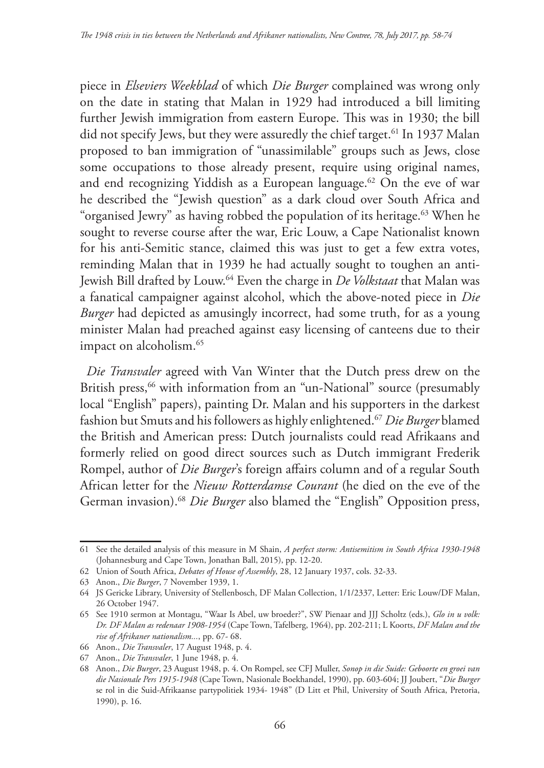piece in *Elseviers Weekblad* of which *Die Burger* complained was wrong only on the date in stating that Malan in 1929 had introduced a bill limiting further Jewish immigration from eastern Europe. This was in 1930; the bill did not specify Jews, but they were assuredly the chief target.[61] In 1937 Malan proposed to ban immigration of "unassimilable" groups such as Jews, close some occupations to those already present, require using original names, and end recognizing Yiddish as a European language.[62] On the eve of war he described the "Jewish question" as a dark cloud over South Africa and "organised Jewry" as having robbed the population of its heritage.[63] When he sought to reverse course after the war, Eric Louw, a Cape Nationalist known for his anti-Semitic stance, claimed this was just to get a few extra votes, reminding Malan that in 1939 he had actually sought to toughen an anti-Jewish Bill drafted by Louw.[64] Even the charge in *De Volkstaat* that Malan was a fanatical campaigner against alcohol, which the above-noted piece in *Die Burger* had depicted as amusingly incorrect, had some truth, for as a young minister Malan had preached against easy licensing of canteens due to their impact on alcoholism.[65]

*Die Transvaler* agreed with Van Winter that the Dutch press drew on the British press,[66] with information from an "un-National" source (presumably local "English" papers), painting Dr. Malan and his supporters in the darkest fashion but Smuts and his followers as highly enlightened.[67] *Die Burger* blamed the British and American press: Dutch journalists could read Afrikaans and formerly relied on good direct sources such as Dutch immigrant Frederik Rompel, author of *Die Burger*'s foreign affairs column and of a regular South African letter for the *Nieuw Rotterdamse Courant* (he died on the eve of the German invasion).[68] *Die Burger* also blamed the "English" Opposition press,

---

61 See the detailed analysis of this measure in M Shain, *A perfect storm: Antisemitism in South Africa 1930-1948* (Johannesburg and Cape Town, Jonathan Ball, 2015), pp. 12-20.

62 Union of South Africa, *Debates of House of Assembly*, 28, 12 January 1937, cols. 32-33.

63 Anon., *Die Burger*, 7 November 1939, 1.

64 JS Gericke Library, University of Stellenbosch, DF Malan Collection, 1/1/2337, Letter: Eric Louw/DF Malan, 26 October 1947.

65 See 1910 sermon at Montagu, "Waar Is Abel, uw broeder?", SW Pienaar and JJJ Scholtz (eds.), *Glo in u volk: Dr. DF Malan as redenaar 1908-1954* (Cape Town, Tafelberg, 1964), pp. 202-211; L Koorts, *DF Malan and the rise of Afrikaner nationalism...*, pp. 67- 68.

66 Anon., *Die Transvaler*, 17 August 1948, p. 4.

67 Anon., *Die Transvaler*, 1 June 1948, p. 4.

68 Anon., *Die Burger*, 23 August 1948, p. 4. On Rompel, see CFJ Muller, *Sonop in die Suide: Geboorte en groei van die Nasionale Pers 1915-1948* (Cape Town, Nasionale Boekhandel, 1990), pp. 603-604; JJ Joubert, "*Die Burger* se rol in die Suid-Afrikaanse partypolitiek 1934- 1948" (D Litt et Phil, University of South Africa, Pretoria, 1990), p. 16.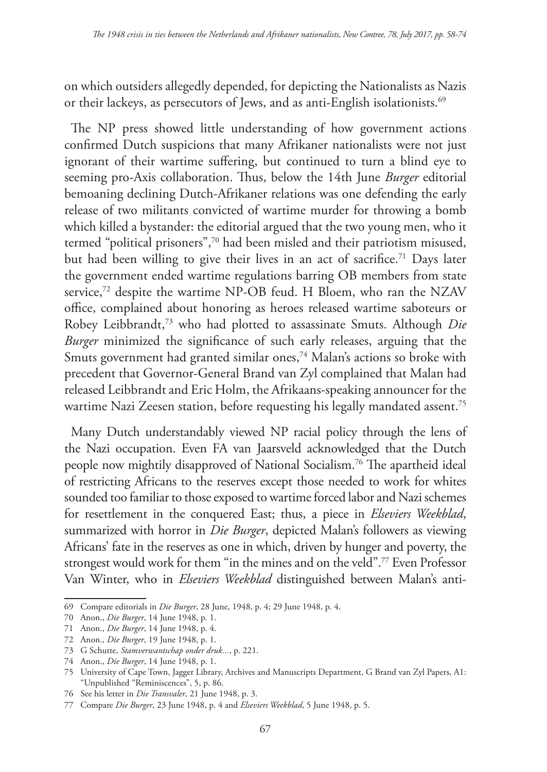on which outsiders allegedly depended, for depicting the Nationalists as Nazis or their lackeys, as persecutors of Jews, and as anti-English isolationists.[69]

The NP press showed little understanding of how government actions confirmed Dutch suspicions that many Afrikaner nationalists were not just ignorant of their wartime suffering, but continued to turn a blind eye to seeming pro-Axis collaboration. Thus, below the 14th June *Burger* editorial bemoaning declining Dutch-Afrikaner relations was one defending the early release of two militants convicted of wartime murder for throwing a bomb which killed a bystander: the editorial argued that the two young men, who it termed "political prisoners",[70] had been misled and their patriotism misused, but had been willing to give their lives in an act of sacrifice.[71] Days later the government ended wartime regulations barring OB members from state service,[72] despite the wartime NP-OB feud. H Bloem, who ran the NZAV office, complained about honoring as heroes released wartime saboteurs or Robey Leibbrandt,[73] who had plotted to assassinate Smuts. Although *Die Burger* minimized the significance of such early releases, arguing that the Smuts government had granted similar ones,[74] Malan's actions so broke with precedent that Governor-General Brand van Zyl complained that Malan had released Leibbrandt and Eric Holm, the Afrikaans-speaking announcer for the wartime Nazi Zeesen station, before requesting his legally mandated assent.[75]

Many Dutch understandably viewed NP racial policy through the lens of the Nazi occupation. Even FA van Jaarsveld acknowledged that the Dutch people now mightily disapproved of National Socialism.[76] The apartheid ideal of restricting Africans to the reserves except those needed to work for whites sounded too familiar to those exposed to wartime forced labor and Nazi schemes for resettlement in the conquered East; thus, a piece in *Elseviers Weekblad*, summarized with horror in *Die Burger*, depicted Malan's followers as viewing Africans' fate in the reserves as one in which, driven by hunger and poverty, the strongest would work for them "in the mines and on the veld".[77] Even Professor Van Winter, who in *Elseviers Weekblad* distinguished between Malan's anti-

69 Compare editorials in *Die Burger*, 28 June, 1948, p. 4; 29 June 1948, p. 4.

70 Anon., *Die Burger*, 14 June 1948, p. 1.

71 Anon., *Die Burger*, 14 June 1948, p. 4.

72 Anon., *Die Burger*, 19 June 1948, p. 1.

73 G Schutte, *Stamverwantschap onder druk...*, p. 221.

74 Anon., *Die Burger*, 14 June 1948, p. 1.

75 University of Cape Town, Jagger Library, Archives and Manuscripts Department, G Brand van Zyl Papers, A1: "Unpublished "Reminiscences", 5, p. 86.

76 See his letter in *Die Transvaler*, 21 June 1948, p. 3.

77 Compare *Die Burger*, 23 June 1948, p. 4 and *Elseviers Weekblad*, 5 June 1948, p. 5.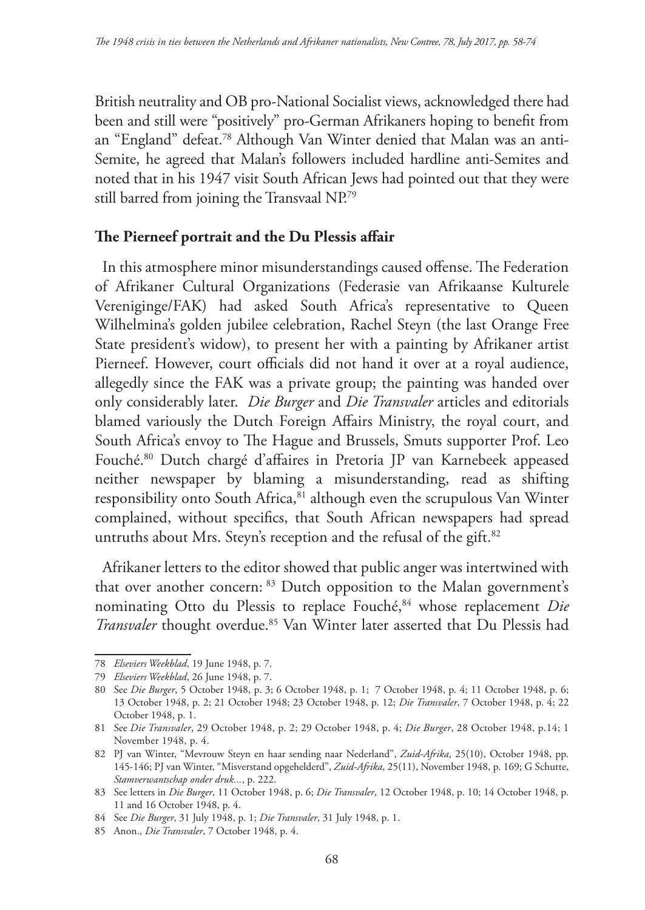British neutrality and OB pro-National Socialist views, acknowledged there had been and still were "positively" pro-German Afrikaners hoping to benefit from an "England" defeat.[78] Although Van Winter denied that Malan was an anti-Semite, he agreed that Malan's followers included hardline anti-Semites and noted that in his 1947 visit South African Jews had pointed out that they were still barred from joining the Transvaal NP.[79]

## The Pierneef portrait and the Du Plessis affair

In this atmosphere minor misunderstandings caused offense. The Federation of Afrikaner Cultural Organizations (Federasie van Afrikaanse Kulturele Vereniginge/FAK) had asked South Africa's representative to Queen Wilhelmina's golden jubilee celebration, Rachel Steyn (the last Orange Free State president's widow), to present her with a painting by Afrikaner artist Pierneef. However, court officials did not hand it over at a royal audience, allegedly since the FAK was a private group; the painting was handed over only considerably later. *Die Burger* and *Die Transvaler* articles and editorials blamed variously the Dutch Foreign Affairs Ministry, the royal court, and South Africa's envoy to The Hague and Brussels, Smuts supporter Prof. Leo Fouché.[80] Dutch chargé d'affaires in Pretoria JP van Karnebeek appeased neither newspaper by blaming a misunderstanding, read as shifting responsibility onto South Africa,[81] although even the scrupulous Van Winter complained, without specifics, that South African newspapers had spread untruths about Mrs. Steyn's reception and the refusal of the gift.[82]

Afrikaner letters to the editor showed that public anger was intertwined with that over another concern: [83] Dutch opposition to the Malan government's nominating Otto du Plessis to replace Fouché,[84] whose replacement *Die Transvaler* thought overdue.[85] Van Winter later asserted that Du Plessis had

---

78 *Elseviers Weekblad*, 19 June 1948, p. 7.

79 *Elseviers Weekblad*, 26 June 1948, p. 7.

80 See *Die Burger*, 5 October 1948, p. 3; 6 October 1948, p. 1; 7 October 1948, p. 4; 11 October 1948, p. 6; 13 October 1948, p. 2; 21 October 1948; 23 October 1948, p. 12; *Die Transvaler*, 7 October 1948, p. 4; 22 October 1948, p. 1.

81 See *Die Transvaler*, 29 October 1948, p. 2; 29 October 1948, p. 4; *Die Burger*, 28 October 1948, p.14; 1 November 1948, p. 4.

82 PJ van Winter, "Mevrouw Steyn en haar sending naar Nederland", *Zuid-Afrika*, 25(10), October 1948, pp. 145-146; PJ van Winter, "Misverstand opgehelderd", *Zuid-Afrika*, 25(11), November 1948, p. 169; G Schutte, *Stamverwantschap onder druk...*, p. 222.

83 See letters in *Die Burger*, 11 October 1948, p. 6; *Die Transvaler*, 12 October 1948, p. 10; 14 October 1948, p. 11 and 16 October 1948, p. 4.

84 See *Die Burger*, 31 July 1948, p. 1; *Die Transvaler*, 31 July 1948, p. 1.

85 Anon., *Die Transvaler*, 7 October 1948, p. 4.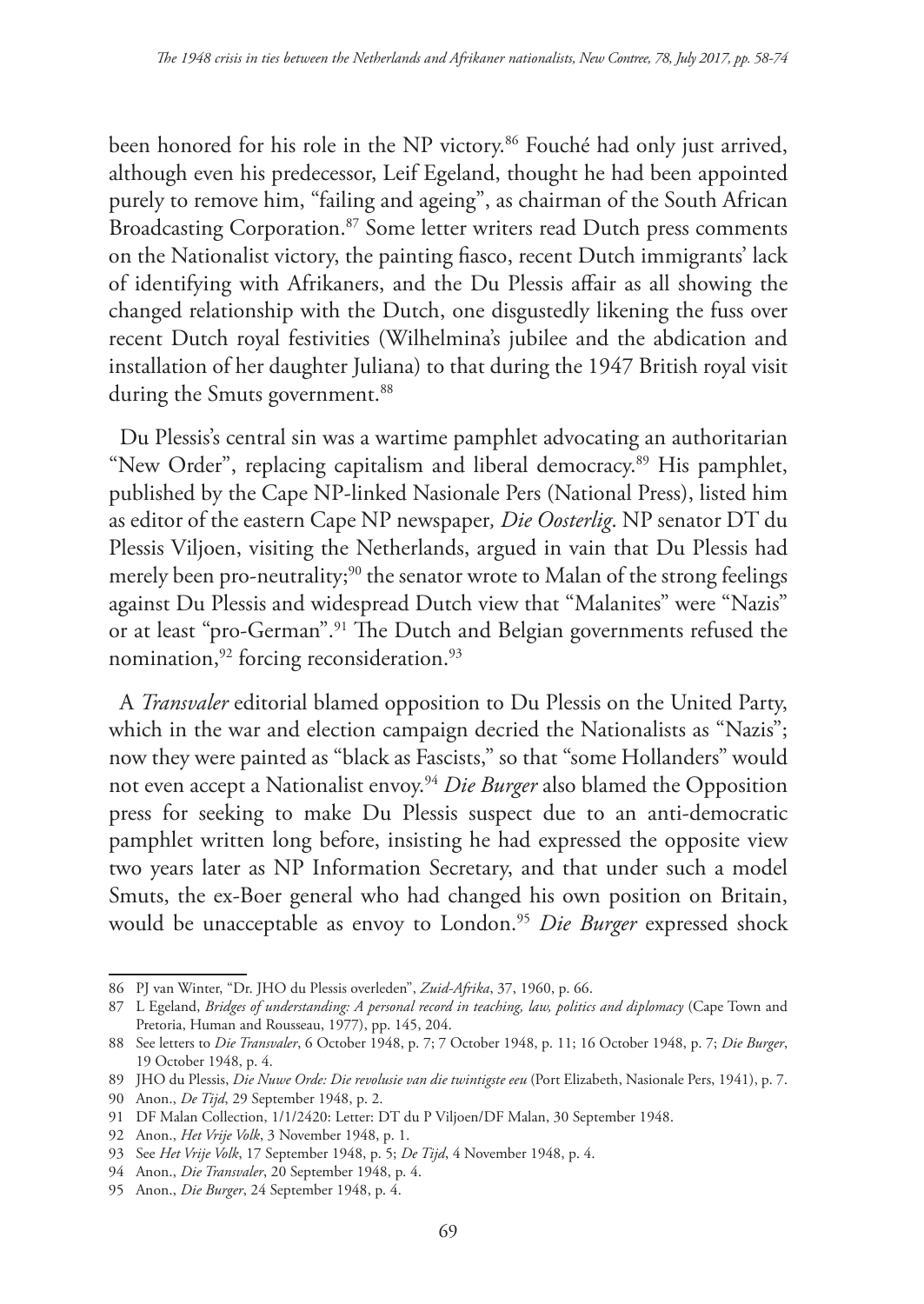been honored for his role in the NP victory.[86] Fouché had only just arrived, although even his predecessor, Leif Egeland, thought he had been appointed purely to remove him, "failing and ageing", as chairman of the South African Broadcasting Corporation.[87] Some letter writers read Dutch press comments on the Nationalist victory, the painting fiasco, recent Dutch immigrants' lack of identifying with Afrikaners, and the Du Plessis affair as all showing the changed relationship with the Dutch, one disgustedly likening the fuss over recent Dutch royal festivities (Wilhelmina's jubilee and the abdication and installation of her daughter Juliana) to that during the 1947 British royal visit during the Smuts government.[88]

Du Plessis's central sin was a wartime pamphlet advocating an authoritarian "New Order", replacing capitalism and liberal democracy.[89] His pamphlet, published by the Cape NP-linked Nasionale Pers (National Press), listed him as editor of the eastern Cape NP newspaper*, Die Oosterlig*. NP senator DT du Plessis Viljoen, visiting the Netherlands, argued in vain that Du Plessis had merely been pro-neutrality;[90] the senator wrote to Malan of the strong feelings against Du Plessis and widespread Dutch view that "Malanites" were "Nazis" or at least "pro-German".[91] The Dutch and Belgian governments refused the nomination,[92] forcing reconsideration.[93]

A *Transvaler* editorial blamed opposition to Du Plessis on the United Party, which in the war and election campaign decried the Nationalists as "Nazis"; now they were painted as "black as Fascists," so that "some Hollanders" would not even accept a Nationalist envoy.[94] *Die Burger* also blamed the Opposition press for seeking to make Du Plessis suspect due to an anti-democratic pamphlet written long before, insisting he had expressed the opposite view two years later as NP Information Secretary, and that under such a model Smuts, the ex-Boer general who had changed his own position on Britain, would be unacceptable as envoy to London.[95] *Die Burger* expressed shock

---

86 PJ van Winter, "Dr. JHO du Plessis overleden", *Zuid-Afrika*, 37, 1960, p. 66.

87 L Egeland, *Bridges of understanding: A personal record in teaching, law, politics and diplomacy* (Cape Town and Pretoria, Human and Rousseau, 1977), pp. 145, 204.

88 See letters to *Die Transvaler*, 6 October 1948, p. 7; 7 October 1948, p. 11; 16 October 1948, p. 7; *Die Burger*, 19 October 1948, p. 4.

89 JHO du Plessis, *Die Nuwe Orde: Die revolusie van die twintigste eeu* (Port Elizabeth, Nasionale Pers, 1941), p. 7.

90 Anon., *De Tijd*, 29 September 1948, p. 2.

91 DF Malan Collection, 1/1/2420: Letter: DT du P Viljoen/DF Malan, 30 September 1948.

92 Anon., *Het Vrije Volk*, 3 November 1948, p. 1.

93 See *Het Vrije Volk*, 17 September 1948, p. 5; *De Tijd*, 4 November 1948, p. 4.

94 Anon., *Die Transvaler*, 20 September 1948, p. 4.

95 Anon., *Die Burger*, 24 September 1948, p. 4.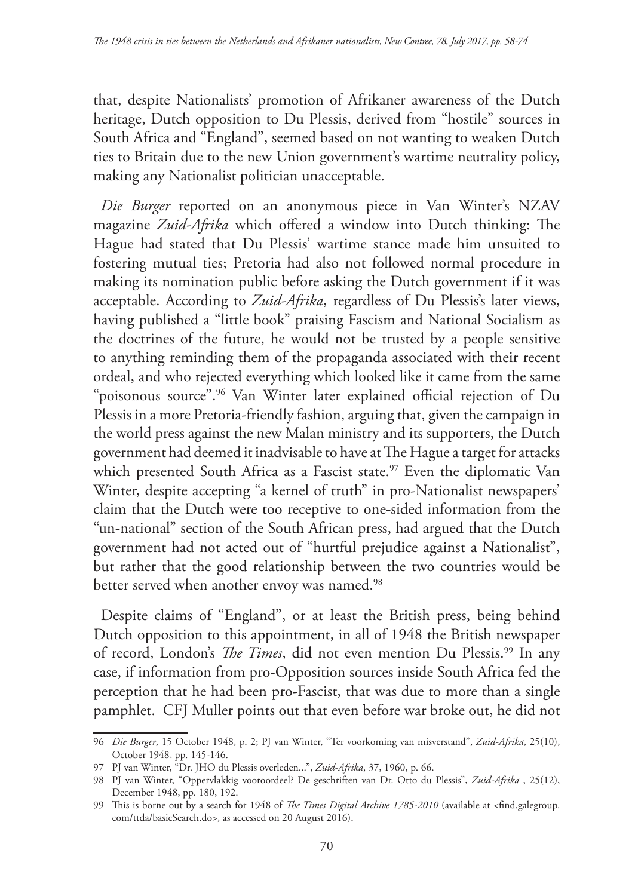that, despite Nationalists' promotion of Afrikaner awareness of the Dutch heritage, Dutch opposition to Du Plessis, derived from "hostile" sources in South Africa and "England", seemed based on not wanting to weaken Dutch ties to Britain due to the new Union government's wartime neutrality policy, making any Nationalist politician unacceptable.

*Die Burger* reported on an anonymous piece in Van Winter's NZAV magazine *Zuid-Afrika* which offered a window into Dutch thinking: The Hague had stated that Du Plessis' wartime stance made him unsuited to fostering mutual ties; Pretoria had also not followed normal procedure in making its nomination public before asking the Dutch government if it was acceptable. According to *Zuid-Afrika*, regardless of Du Plessis's later views, having published a "little book" praising Fascism and National Socialism as the doctrines of the future, he would not be trusted by a people sensitive to anything reminding them of the propaganda associated with their recent ordeal, and who rejected everything which looked like it came from the same "poisonous source".[96] Van Winter later explained official rejection of Du Plessis in a more Pretoria-friendly fashion, arguing that, given the campaign in the world press against the new Malan ministry and its supporters, the Dutch government had deemed it inadvisable to have at The Hague a target for attacks which presented South Africa as a Fascist state.[97] Even the diplomatic Van Winter, despite accepting "a kernel of truth" in pro-Nationalist newspapers' claim that the Dutch were too receptive to one-sided information from the "un-national" section of the South African press, had argued that the Dutch government had not acted out of "hurtful prejudice against a Nationalist", but rather that the good relationship between the two countries would be better served when another envoy was named.[98]

Despite claims of "England", or at least the British press, being behind Dutch opposition to this appointment, in all of 1948 the British newspaper of record, London's *The Times*, did not even mention Du Plessis.[99] In any case, if information from pro-Opposition sources inside South Africa fed the perception that he had been pro-Fascist, that was due to more than a single pamphlet. CFJ Muller points out that even before war broke out, he did not

---

96 *Die Burger*, 15 October 1948, p. 2; PJ van Winter, "Ter voorkoming van misverstand", *Zuid-Afrika*, 25(10), October 1948, pp. 145-146.

97 PJ van Winter, "Dr. JHO du Plessis overleden...", *Zuid-Afrika*, 37, 1960, p. 66.

98 PJ van Winter, "Oppervlakkig vooroordeel? De geschriften van Dr. Otto du Plessis", *Zuid-Afrika* , 25(12), December 1948, pp. 180, 192.

99 This is borne out by a search for 1948 of *The Times Digital Archive 1785-2010* (available at <find.galegroup.com/ttda/basicSearch.do>, as accessed on 20 August 2016).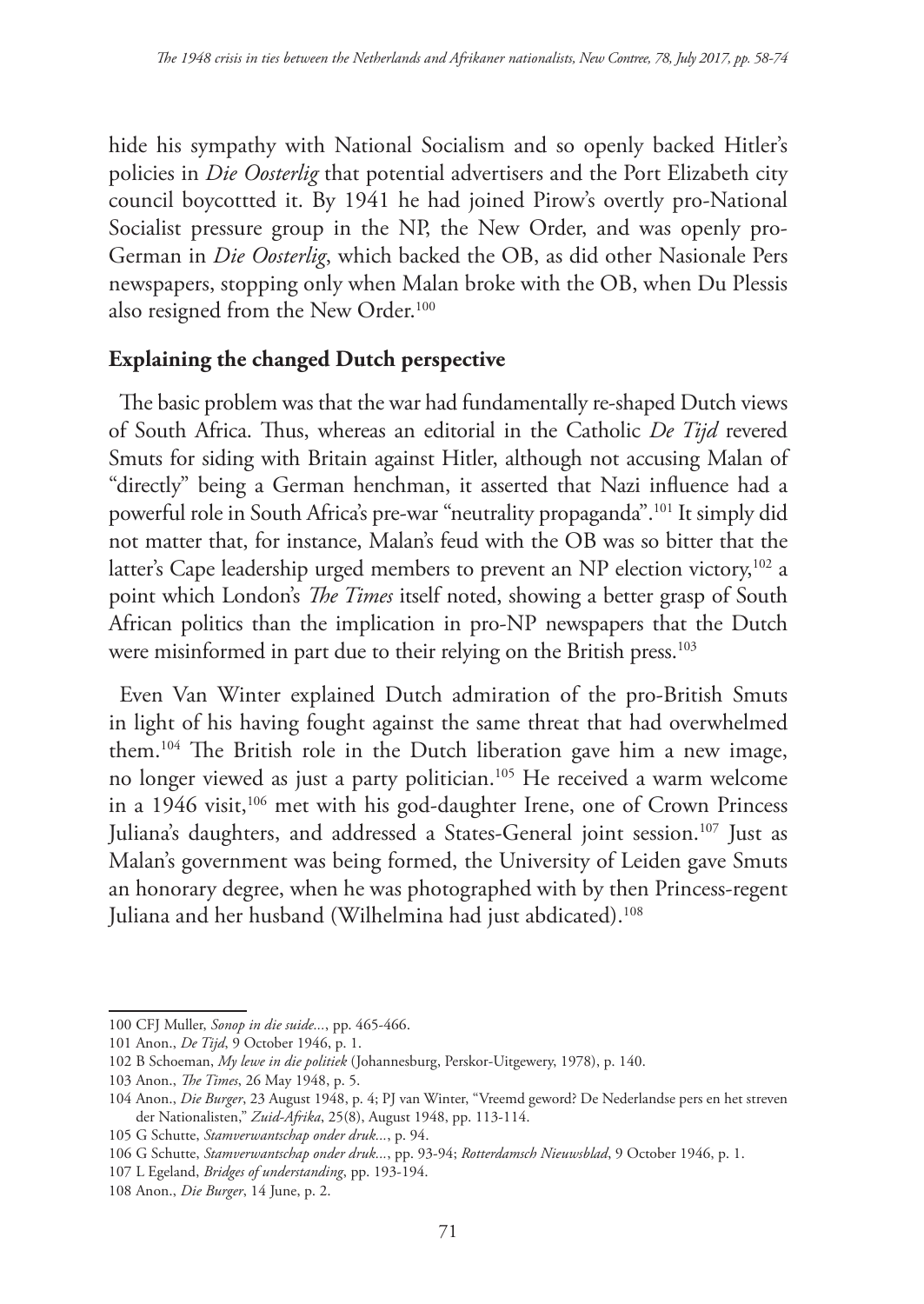hide his sympathy with National Socialism and so openly backed Hitler's policies in *Die Oosterlig* that potential advertisers and the Port Elizabeth city council boycottted it. By 1941 he had joined Pirow's overtly pro-National Socialist pressure group in the NP, the New Order, and was openly pro-German in *Die Oosterlig*, which backed the OB, as did other Nasionale Pers newspapers, stopping only when Malan broke with the OB, when Du Plessis also resigned from the New Order.[100]

## Explaining the changed Dutch perspective

The basic problem was that the war had fundamentally re-shaped Dutch views of South Africa. Thus, whereas an editorial in the Catholic *De Tijd* revered Smuts for siding with Britain against Hitler, although not accusing Malan of "directly" being a German henchman, it asserted that Nazi influence had a powerful role in South Africa's pre-war "neutrality propaganda".[101] It simply did not matter that, for instance, Malan's feud with the OB was so bitter that the latter's Cape leadership urged members to prevent an NP election victory,[102] a point which London's *The Times* itself noted, showing a better grasp of South African politics than the implication in pro-NP newspapers that the Dutch were misinformed in part due to their relying on the British press.[103]

Even Van Winter explained Dutch admiration of the pro-British Smuts in light of his having fought against the same threat that had overwhelmed them.[104] The British role in the Dutch liberation gave him a new image, no longer viewed as just a party politician.[105] He received a warm welcome in a 1946 visit,[106] met with his god-daughter Irene, one of Crown Princess Juliana's daughters, and addressed a States-General joint session.[107] Just as Malan's government was being formed, the University of Leiden gave Smuts an honorary degree, when he was photographed with by then Princess-regent Juliana and her husband (Wilhelmina had just abdicated).[108]

---

100 CFJ Muller, *Sonop in die suide...*, pp. 465-466.

101 Anon., *De Tijd*, 9 October 1946, p. 1.

102 B Schoeman, *My lewe in die politiek* (Johannesburg, Perskor-Uitgewery, 1978), p. 140.

103 Anon., *The Times*, 26 May 1948, p. 5.

104 Anon., *Die Burger*, 23 August 1948, p. 4; PJ van Winter, "Vreemd geword? De Nederlandse pers en het streven der Nationalisten," *Zuid-Afrika*, 25(8), August 1948, pp. 113-114.

105 G Schutte, *Stamverwantschap onder druk...*, p. 94.

106 G Schutte, *Stamverwantschap onder druk...*, pp. 93-94; *Rotterdamsch Nieuwsblad*, 9 October 1946, p. 1.

107 L Egeland, *Bridges of understanding*, pp. 193-194.

108 Anon., *Die Burger*, 14 June, p. 2.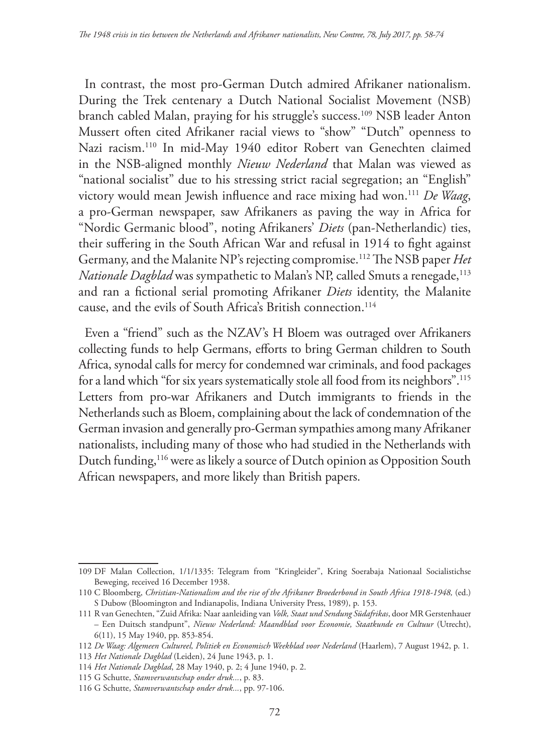In contrast, the most pro-German Dutch admired Afrikaner nationalism. During the Trek centenary a Dutch National Socialist Movement (NSB) branch cabled Malan, praying for his struggle's success.[109] NSB leader Anton Mussert often cited Afrikaner racial views to "show" "Dutch" openness to Nazi racism.[110] In mid-May 1940 editor Robert van Genechten claimed in the NSB-aligned monthly *Nieuw Nederland* that Malan was viewed as "national socialist" due to his stressing strict racial segregation; an "English" victory would mean Jewish influence and race mixing had won.[111] *De Waag*, a pro-German newspaper, saw Afrikaners as paving the way in Africa for "Nordic Germanic blood", noting Afrikaners' *Diets* (pan-Netherlandic) ties, their suffering in the South African War and refusal in 1914 to fight against Germany, and the Malanite NP's rejecting compromise.[112] The NSB paper *Het Nationale Dagblad* was sympathetic to Malan's NP, called Smuts a renegade,[113] and ran a fictional serial promoting Afrikaner *Diets* identity, the Malanite cause, and the evils of South Africa's British connection.[114]

Even a "friend" such as the NZAV's H Bloem was outraged over Afrikaners collecting funds to help Germans, efforts to bring German children to South Africa, synodal calls for mercy for condemned war criminals, and food packages for a land which "for six years systematically stole all food from its neighbors".[115] Letters from pro-war Afrikaners and Dutch immigrants to friends in the Netherlands such as Bloem, complaining about the lack of condemnation of the German invasion and generally pro-German sympathies among many Afrikaner nationalists, including many of those who had studied in the Netherlands with Dutch funding,[116] were as likely a source of Dutch opinion as Opposition South African newspapers, and more likely than British papers.

---

109 DF Malan Collection, 1/1/1335: Telegram from "Kringleider", Kring Soerabaja Nationaal Socialistichse Beweging, received 16 December 1938.

110 C Bloomberg, *Christian-Nationalism and the rise of the Afrikaner Broederbond in South Africa 1918-1948,* (ed.) S Dubow (Bloomington and Indianapolis, Indiana University Press, 1989), p. 153.

111 R van Genechten, "Zuid Afrika: Naar aanleiding van *Volk, Staat und Sendung Südafrikas*, door MR Gerstenhauer – Een Duitsch standpunt", *Nieuw Nederland: Maandblad voor Economie, Staatkunde en Cultuur* (Utrecht), 6(11), 15 May 1940, pp. 853-854.

112 *De Waag: Algemeen Cultureel, Politiek en Economisch Weekblad voor Nederland* (Haarlem), 7 August 1942, p. 1.

113 *Het Nationale Dagblad* (Leiden), 24 June 1943, p. 1.

114 *Het Nationale Dagblad*, 28 May 1940, p. 2; 4 June 1940, p. 2.

115 G Schutte, *Stamverwantschap onder druk...*, p. 83.

116 G Schutte, *Stamverwantschap onder druk...*, pp. 97-106.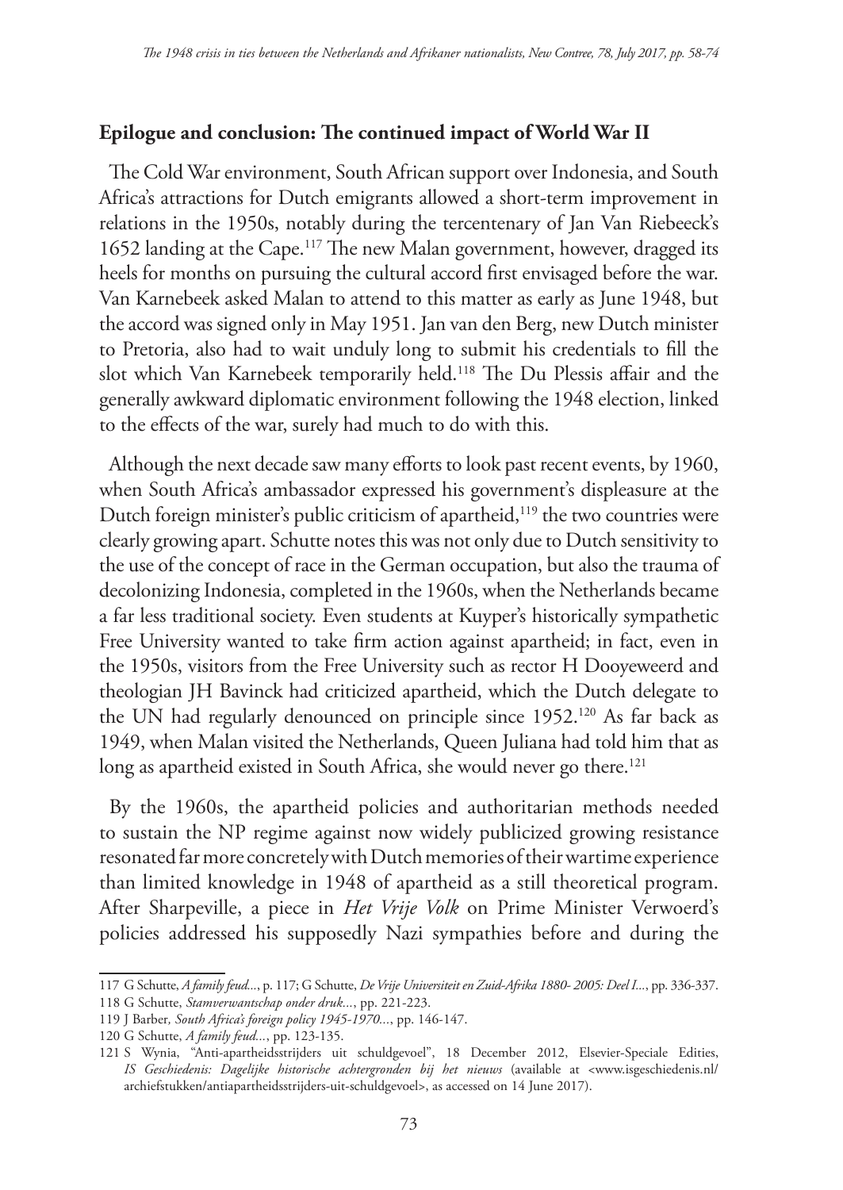## Epilogue and conclusion: The continued impact of World War II

The Cold War environment, South African support over Indonesia, and South Africa's attractions for Dutch emigrants allowed a short-term improvement in relations in the 1950s, notably during the tercentenary of Jan Van Riebeeck's 1652 landing at the Cape.[117] The new Malan government, however, dragged its heels for months on pursuing the cultural accord first envisaged before the war. Van Karnebeek asked Malan to attend to this matter as early as June 1948, but the accord was signed only in May 1951. Jan van den Berg, new Dutch minister to Pretoria, also had to wait unduly long to submit his credentials to fill the slot which Van Karnebeek temporarily held.[118] The Du Plessis affair and the generally awkward diplomatic environment following the 1948 election, linked to the effects of the war, surely had much to do with this.

Although the next decade saw many efforts to look past recent events, by 1960, when South Africa's ambassador expressed his government's displeasure at the Dutch foreign minister's public criticism of apartheid,[119] the two countries were clearly growing apart. Schutte notes this was not only due to Dutch sensitivity to the use of the concept of race in the German occupation, but also the trauma of decolonizing Indonesia, completed in the 1960s, when the Netherlands became a far less traditional society. Even students at Kuyper's historically sympathetic Free University wanted to take firm action against apartheid; in fact, even in the 1950s, visitors from the Free University such as rector H Dooyeweerd and theologian JH Bavinck had criticized apartheid, which the Dutch delegate to the UN had regularly denounced on principle since 1952.[120] As far back as 1949, when Malan visited the Netherlands, Queen Juliana had told him that as long as apartheid existed in South Africa, she would never go there.[121]

By the 1960s, the apartheid policies and authoritarian methods needed to sustain the NP regime against now widely publicized growing resistance resonated far more concretely with Dutch memories of their wartime experience than limited knowledge in 1948 of apartheid as a still theoretical program. After Sharpeville, a piece in *Het Vrije Volk* on Prime Minister Verwoerd's policies addressed his supposedly Nazi sympathies before and during the

---

117 G Schutte, *A family feud...*, p. 117; G Schutte, *De Vrije Universiteit en Zuid-Afrika 1880- 2005: Deel I...*, pp. 336-337.

118 G Schutte, *Stamverwantschap onder druk...*, pp. 221-223.

119 J Barber*, South Africa's foreign policy 1945-1970...*, pp. 146-147.

120 G Schutte, *A family feud...*, pp. 123-135.

121 S Wynia, "Anti-apartheidsstrijders uit schuldgevoel", 18 December 2012, Elsevier-Speciale Edities, *IS Geschiedenis: Dagelijke historische achtergronden bij het nieuws* (available at <www.isgeschiedenis.nl/archiefstukken/antiapartheidsstrijders-uit-schuldgevoel>, as accessed on 14 June 2017).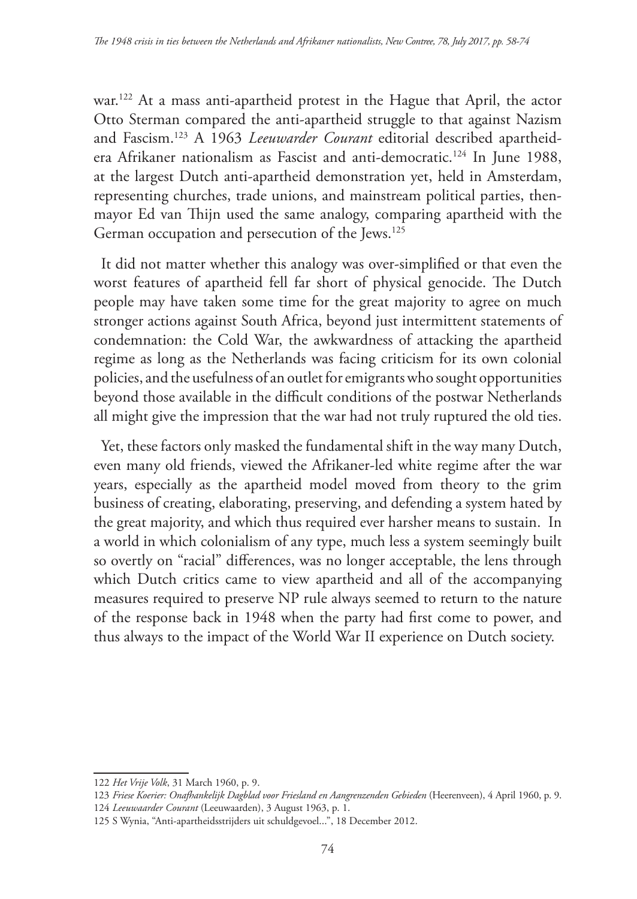war.[122] At a mass anti-apartheid protest in the Hague that April, the actor Otto Sterman compared the anti-apartheid struggle to that against Nazism and Fascism.[123] A 1963 *Leeuwarder Courant* editorial described apartheid-era Afrikaner nationalism as Fascist and anti-democratic.[124] In June 1988, at the largest Dutch anti-apartheid demonstration yet, held in Amsterdam, representing churches, trade unions, and mainstream political parties, then-mayor Ed van Thijn used the same analogy, comparing apartheid with the German occupation and persecution of the Jews.[125]

It did not matter whether this analogy was over-simplified or that even the worst features of apartheid fell far short of physical genocide. The Dutch people may have taken some time for the great majority to agree on much stronger actions against South Africa, beyond just intermittent statements of condemnation: the Cold War, the awkwardness of attacking the apartheid regime as long as the Netherlands was facing criticism for its own colonial policies, and the usefulness of an outlet for emigrants who sought opportunities beyond those available in the difficult conditions of the postwar Netherlands all might give the impression that the war had not truly ruptured the old ties.

Yet, these factors only masked the fundamental shift in the way many Dutch, even many old friends, viewed the Afrikaner-led white regime after the war years, especially as the apartheid model moved from theory to the grim business of creating, elaborating, preserving, and defending a system hated by the great majority, and which thus required ever harsher means to sustain. In a world in which colonialism of any type, much less a system seemingly built so overtly on "racial" differences, was no longer acceptable, the lens through which Dutch critics came to view apartheid and all of the accompanying measures required to preserve NP rule always seemed to return to the nature of the response back in 1948 when the party had first come to power, and thus always to the impact of the World War II experience on Dutch society.

---

122 *Het Vrije Volk*, 31 March 1960, p. 9.

123 *Friese Koerier: Onafhankelijk Dagblad voor Friesland en Aangrenzenden Gebieden* (Heerenveen), 4 April 1960, p. 9.

124 *Leeuwaarder Courant* (Leeuwaarden), 3 August 1963, p. 1.

125 S Wynia, "Anti-apartheidsstrijders uit schuldgevoel...", 18 December 2012.